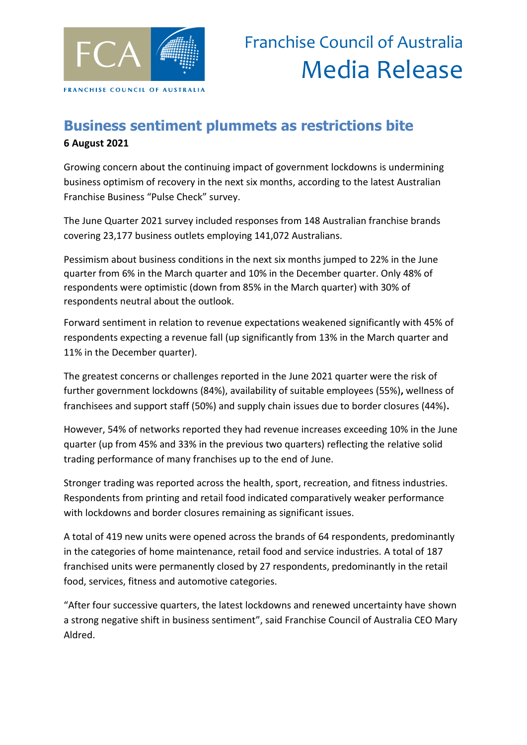FRANCHISE COUNCIL OF AUSTRALIA

# Franchise Council of Australia
# Media Release

## Business sentiment plummets as restrictions bite

**6 August 2021**

Growing concern about the continuing impact of government lockdowns is undermining business optimism of recovery in the next six months, according to the latest Australian Franchise Business "Pulse Check" survey.

The June Quarter 2021 survey included responses from 148 Australian franchise brands covering 23,177 business outlets employing 141,072 Australians.

Pessimism about business conditions in the next six months jumped to 22% in the June quarter from 6% in the March quarter and 10% in the December quarter. Only 48% of respondents were optimistic (down from 85% in the March quarter) with 30% of respondents neutral about the outlook.

Forward sentiment in relation to revenue expectations weakened significantly with 45% of respondents expecting a revenue fall (up significantly from 13% in the March quarter and 11% in the December quarter).

The greatest concerns or challenges reported in the June 2021 quarter were the risk of further government lockdowns (84%), availability of suitable employees (55%)**,** wellness of franchisees and support staff (50%) and supply chain issues due to border closures (44%)**.**

However, 54% of networks reported they had revenue increases exceeding 10% in the June quarter (up from 45% and 33% in the previous two quarters) reflecting the relative solid trading performance of many franchises up to the end of June.

Stronger trading was reported across the health, sport, recreation, and fitness industries. Respondents from printing and retail food indicated comparatively weaker performance with lockdowns and border closures remaining as significant issues.

A total of 419 new units were opened across the brands of 64 respondents, predominantly in the categories of home maintenance, retail food and service industries. A total of 187 franchised units were permanently closed by 27 respondents, predominantly in the retail food, services, fitness and automotive categories.

"After four successive quarters, the latest lockdowns and renewed uncertainty have shown a strong negative shift in business sentiment", said Franchise Council of Australia CEO Mary Aldred.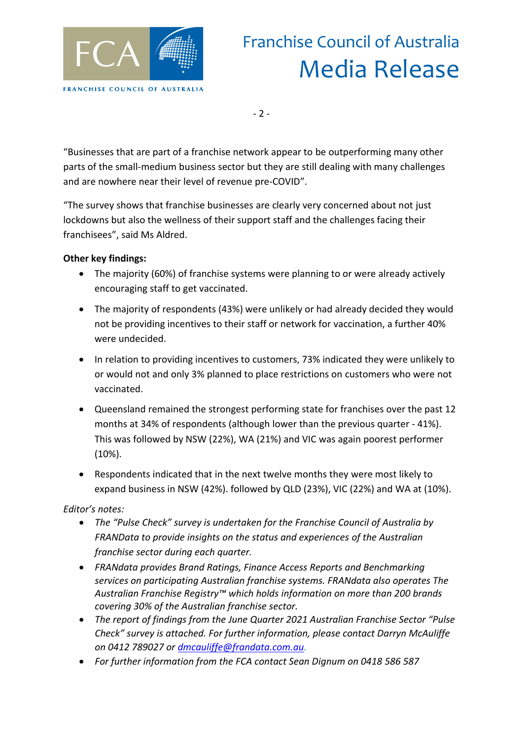"Businesses that are part of a franchise network appear to be outperforming many other parts of the small-medium business sector but they are still dealing with many challenges and are nowhere near their level of revenue pre-COVID".

"The survey shows that franchise businesses are clearly very concerned about not just lockdowns but also the wellness of their support staff and the challenges facing their franchisees", said Ms Aldred.

**Other key findings:**

- The majority (60%) of franchise systems were planning to or were already actively encouraging staff to get vaccinated.
- The majority of respondents (43%) were unlikely or had already decided they would not be providing incentives to their staff or network for vaccination, a further 40% were undecided.
- In relation to providing incentives to customers, 73% indicated they were unlikely to or would not and only 3% planned to place restrictions on customers who were not vaccinated.
- Queensland remained the strongest performing state for franchises over the past 12 months at 34% of respondents (although lower than the previous quarter - 41%). This was followed by NSW (22%), WA (21%) and VIC was again poorest performer (10%).
- Respondents indicated that in the next twelve months they were most likely to expand business in NSW (42%). followed by QLD (23%), VIC (22%) and WA at (10%).

*Editor's notes:*

- *The "Pulse Check" survey is undertaken for the Franchise Council of Australia by FRANData to provide insights on the status and experiences of the Australian franchise sector during each quarter.*
- *FRANdata provides Brand Ratings, Finance Access Reports and Benchmarking services on participating Australian franchise systems. FRANdata also operates The Australian Franchise Registry™ which holds information on more than 200 brands covering 30% of the Australian franchise sector.*
- *The report of findings from the June Quarter 2021 Australian Franchise Sector "Pulse Check" survey is attached. For further information, please contact Darryn McAuliffe on 0412 789027 or dmcauliffe@frandata.com.au.*
- *For further information from the FCA contact Sean Dignum on 0418 586 587*